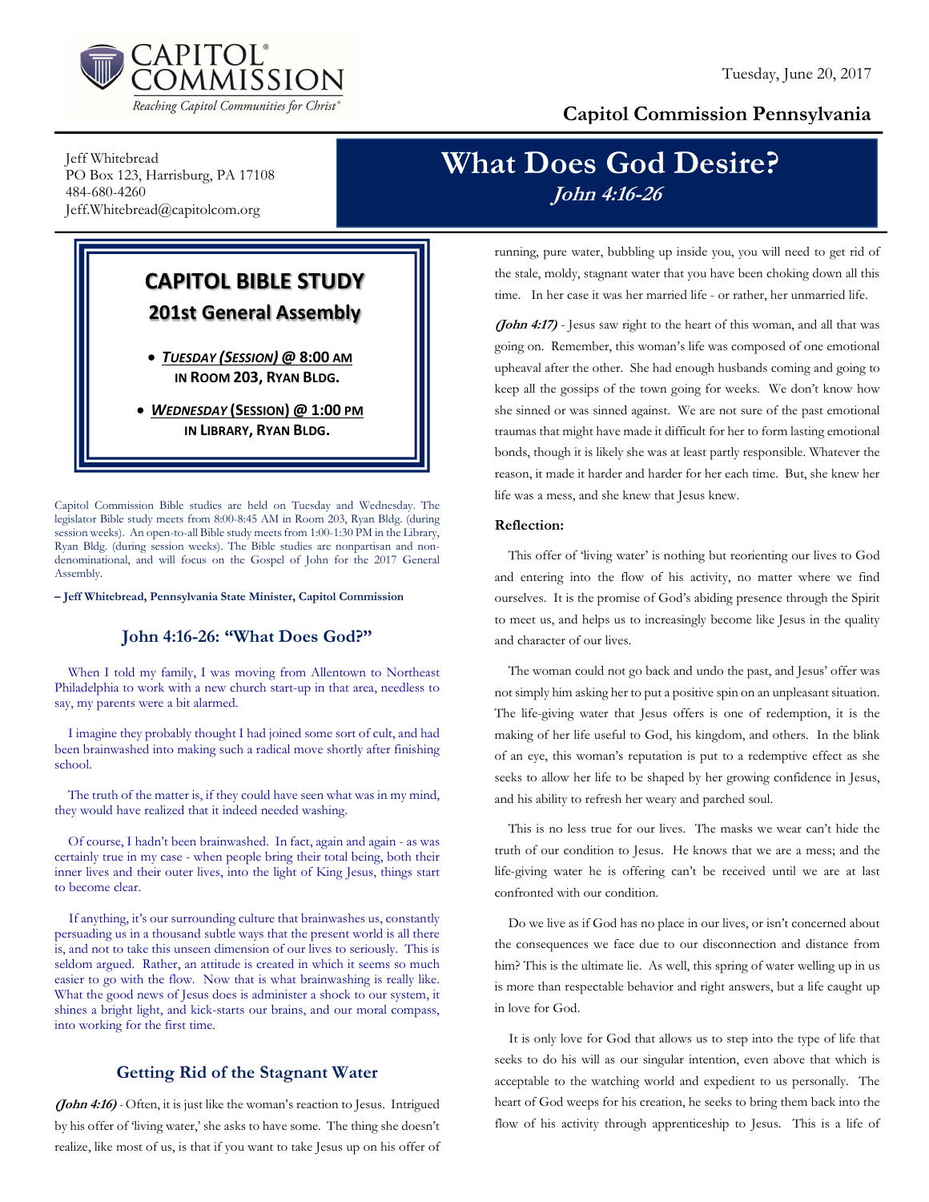CAPITOL COMMISSION

*Reaching Capitol Communities for Christ*

Tuesday, June 20, 2017

**Capitol Commission Pennsylvania**

Jeff Whitebread
PO Box 123, Harrisburg, PA 17108
484-680-4260
Jeff.Whitebread@capitolcom.org

# What Does God Desire?

***John 4:16-26***

## CAPITOL BIBLE STUDY

### 201st General Assembly

- ***TUESDAY (SESSION)* @ 8:00 AM IN ROOM 203, RYAN BLDG.**
- ***WEDNESDAY* (SESSION) @ 1:00 PM IN LIBRARY, RYAN BLDG.**

Capitol Commission Bible studies are held on Tuesday and Wednesday. The legislator Bible study meets from 8:00-8:45 AM in Room 203, Ryan Bldg. (during session weeks). An open-to-all Bible study meets from 1:00-1:30 PM in the Library, Ryan Bldg. (during session weeks). The Bible studies are nonpartisan and non-denominational, and will focus on the Gospel of John for the 2017 General Assembly.

**– Jeff Whitebread, Pennsylvania State Minister, Capitol Commission**

## John 4:16-26: "What Does God?"

When I told my family, I was moving from Allentown to Northeast Philadelphia to work with a new church start-up in that area, needless to say, my parents were a bit alarmed.

I imagine they probably thought I had joined some sort of cult, and had been brainwashed into making such a radical move shortly after finishing school.

The truth of the matter is, if they could have seen what was in my mind, they would have realized that it indeed needed washing.

Of course, I hadn't been brainwashed. In fact, again and again - as was certainly true in my case - when people bring their total being, both their inner lives and their outer lives, into the light of King Jesus, things start to become clear.

If anything, it's our surrounding culture that brainwashes us, constantly persuading us in a thousand subtle ways that the present world is all there is, and not to take this unseen dimension of our lives to seriously. This is seldom argued. Rather, an attitude is created in which it seems so much easier to go with the flow. Now that is what brainwashing is really like. What the good news of Jesus does is administer a shock to our system, it shines a bright light, and kick-starts our brains, and our moral compass, into working for the first time.

## Getting Rid of the Stagnant Water

***(John 4:16)*** - Often, it is just like the woman's reaction to Jesus. Intrigued by his offer of 'living water,' she asks to have some. The thing she doesn't realize, like most of us, is that if you want to take Jesus up on his offer of running, pure water, bubbling up inside you, you will need to get rid of the stale, moldy, stagnant water that you have been choking down all this time. In her case it was her married life - or rather, her unmarried life.

***(John 4:17)*** - Jesus saw right to the heart of this woman, and all that was going on. Remember, this woman's life was composed of one emotional upheaval after the other. She had enough husbands coming and going to keep all the gossips of the town going for weeks. We don't know how she sinned or was sinned against. We are not sure of the past emotional traumas that might have made it difficult for her to form lasting emotional bonds, though it is likely she was at least partly responsible. Whatever the reason, it made it harder and harder for her each time. But, she knew her life was a mess, and she knew that Jesus knew.

**Reflection:**

This offer of 'living water' is nothing but reorienting our lives to God and entering into the flow of his activity, no matter where we find ourselves. It is the promise of God's abiding presence through the Spirit to meet us, and helps us to increasingly become like Jesus in the quality and character of our lives.

The woman could not go back and undo the past, and Jesus' offer was not simply him asking her to put a positive spin on an unpleasant situation. The life-giving water that Jesus offers is one of redemption, it is the making of her life useful to God, his kingdom, and others. In the blink of an eye, this woman's reputation is put to a redemptive effect as she seeks to allow her life to be shaped by her growing confidence in Jesus, and his ability to refresh her weary and parched soul.

This is no less true for our lives. The masks we wear can't hide the truth of our condition to Jesus. He knows that we are a mess; and the life-giving water he is offering can't be received until we are at last confronted with our condition.

Do we live as if God has no place in our lives, or isn't concerned about the consequences we face due to our disconnection and distance from him? This is the ultimate lie. As well, this spring of water welling up in us is more than respectable behavior and right answers, but a life caught up in love for God.

It is only love for God that allows us to step into the type of life that seeks to do his will as our singular intention, even above that which is acceptable to the watching world and expedient to us personally. The heart of God weeps for his creation, he seeks to bring them back into the flow of his activity through apprenticeship to Jesus. This is a life of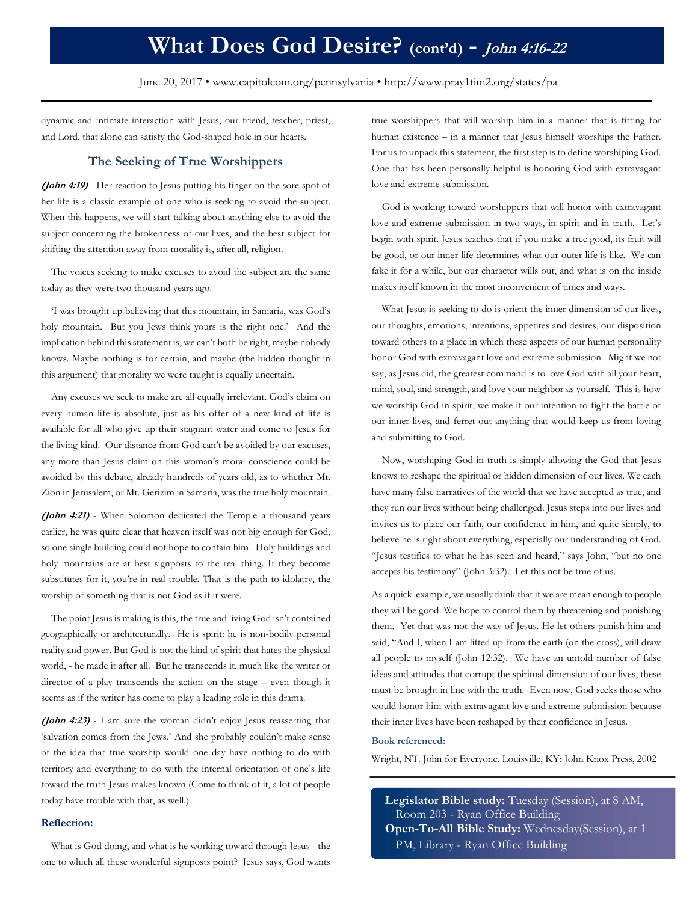# What Does God Desire? (cont'd) - *John 4:16-22*

June 20, 2017 • www.capitolcom.org/pennsylvania • http://www.pray1tim2.org/states/pa

dynamic and intimate interaction with Jesus, our friend, teacher, priest, and Lord, that alone can satisfy the God-shaped hole in our hearts.

## The Seeking of True Worshippers

***(John 4:19)*** - Her reaction to Jesus putting his finger on the sore spot of her life is a classic example of one who is seeking to avoid the subject. When this happens, we will start talking about anything else to avoid the subject concerning the brokenness of our lives, and the best subject for shifting the attention away from morality is, after all, religion.

The voices seeking to make excuses to avoid the subject are the same today as they were two thousand years ago.

'I was brought up believing that this mountain, in Samaria, was God's holy mountain. But you Jews think yours is the right one.' And the implication behind this statement is, we can't both be right, maybe nobody knows. Maybe nothing is for certain, and maybe (the hidden thought in this argument) that morality we were taught is equally uncertain.

Any excuses we seek to make are all equally irrelevant. God's claim on every human life is absolute, just as his offer of a new kind of life is available for all who give up their stagnant water and come to Jesus for the living kind. Our distance from God can't be avoided by our excuses, any more than Jesus claim on this woman's moral conscience could be avoided by this debate, already hundreds of years old, as to whether Mt. Zion in Jerusalem, or Mt. Gerizim in Samaria, was the true holy mountain.

***(John 4:21)*** - When Solomon dedicated the Temple a thousand years earlier, he was quite clear that heaven itself was not big enough for God, so one single building could not hope to contain him. Holy buildings and holy mountains are at best signposts to the real thing. If they become substitutes for it, you're in real trouble. That is the path to idolatry, the worship of something that is not God as if it were.

The point Jesus is making is this, the true and living God isn't contained geographically or architecturally. He is spirit: he is non-bodily personal reality and power. But God is not the kind of spirit that hates the physical world, - he made it after all. But he transcends it, much like the writer or director of a play transcends the action on the stage – even though it seems as if the writer has come to play a leading role in this drama.

***(John 4:23)*** - I am sure the woman didn't enjoy Jesus reasserting that 'salvation comes from the Jews.' And she probably couldn't make sense of the idea that true worship would one day have nothing to do with territory and everything to do with the internal orientation of one's life toward the truth Jesus makes known (Come to think of it, a lot of people today have trouble with that, as well.)

### Reflection:

What is God doing, and what is he working toward through Jesus - the one to which all these wonderful signposts point? Jesus says, God wants true worshippers that will worship him in a manner that is fitting for human existence – in a manner that Jesus himself worships the Father. For us to unpack this statement, the first step is to define worshiping God. One that has been personally helpful is honoring God with extravagant love and extreme submission.

God is working toward worshippers that will honor with extravagant love and extreme submission in two ways, in spirit and in truth. Let's begin with spirit. Jesus teaches that if you make a tree good, its fruit will be good, or our inner life determines what our outer life is like. We can fake it for a while, but our character wills out, and what is on the inside makes itself known in the most inconvenient of times and ways.

What Jesus is seeking to do is orient the inner dimension of our lives, our thoughts, emotions, intentions, appetites and desires, our disposition toward others to a place in which these aspects of our human personality honor God with extravagant love and extreme submission. Might we not say, as Jesus did, the greatest command is to love God with all your heart, mind, soul, and strength, and love your neighbor as yourself. This is how we worship God in spirit, we make it our intention to fight the battle of our inner lives, and ferret out anything that would keep us from loving and submitting to God.

Now, worshiping God in truth is simply allowing the God that Jesus knows to reshape the spiritual or hidden dimension of our lives. We each have many false narratives of the world that we have accepted as true, and they run our lives without being challenged. Jesus steps into our lives and invites us to place our faith, our confidence in him, and quite simply, to believe he is right about everything, especially our understanding of God. "Jesus testifies to what he has seen and heard," says John, "but no one accepts his testimony" (John 3:32). Let this not be true of us.

As a quick example, we usually think that if we are mean enough to people they will be good. We hope to control them by threatening and punishing them. Yet that was not the way of Jesus. He let others punish him and said, "And I, when I am lifted up from the earth (on the cross), will draw all people to myself (John 12:32). We have an untold number of false ideas and attitudes that corrupt the spiritual dimension of our lives, these must be brought in line with the truth. Even now, God seeks those who would honor him with extravagant love and extreme submission because their inner lives have been reshaped by their confidence in Jesus.

**Book referenced:**

Wright, NT. John for Everyone. Louisville, KY: John Knox Press, 2002

**Legislator Bible study:** Tuesday (Session), at 8 AM, Room 203 - Ryan Office Building
**Open-To-All Bible Study:** Wednesday(Session), at 1 PM, Library - Ryan Office Building